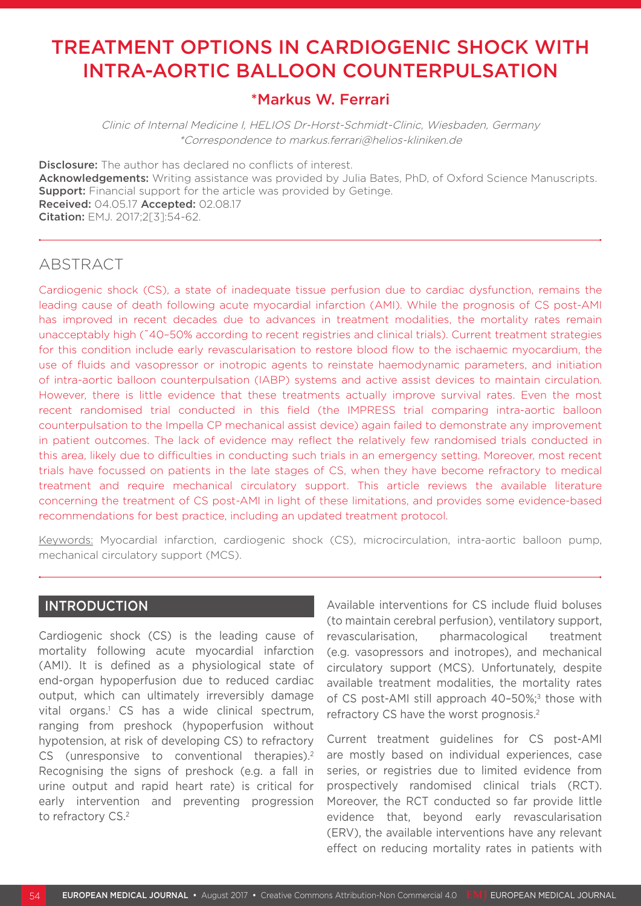# TREATMENT OPTIONS IN CARDIOGENIC SHOCK WITH INTRA-AORTIC BALLOON COUNTERPULSATION

## *Markus W. Ferrari

*Clinic of Internal Medicine I, HELIOS Dr-Horst-Schmidt-Clinic, Wiesbaden, Germany*
*\*Correspondence to markus.ferrari@helios-kliniken.de*

**Disclosure:** The author has declared no conflicts of interest.
**Acknowledgements:** Writing assistance was provided by Julia Bates, PhD, of Oxford Science Manuscripts.
**Support:** Financial support for the article was provided by Getinge.
**Received:** 04.05.17 **Accepted:** 02.08.17
**Citation:** EMJ. 2017;2[3]:54-62.

## ABSTRACT

Cardiogenic shock (CS), a state of inadequate tissue perfusion due to cardiac dysfunction, remains the leading cause of death following acute myocardial infarction (AMI). While the prognosis of CS post-AMI has improved in recent decades due to advances in treatment modalities, the mortality rates remain unacceptably high (~40–50% according to recent registries and clinical trials). Current treatment strategies for this condition include early revascularisation to restore blood flow to the ischaemic myocardium, the use of fluids and vasopressor or inotropic agents to reinstate haemodynamic parameters, and initiation of intra-aortic balloon counterpulsation (IABP) systems and active assist devices to maintain circulation. However, there is little evidence that these treatments actually improve survival rates. Even the most recent randomised trial conducted in this field (the IMPRESS trial comparing intra-aortic balloon counterpulsation to the Impella CP mechanical assist device) again failed to demonstrate any improvement in patient outcomes. The lack of evidence may reflect the relatively few randomised trials conducted in this area, likely due to difficulties in conducting such trials in an emergency setting. Moreover, most recent trials have focussed on patients in the late stages of CS, when they have become refractory to medical treatment and require mechanical circulatory support. This article reviews the available literature concerning the treatment of CS post-AMI in light of these limitations, and provides some evidence-based recommendations for best practice, including an updated treatment protocol.

Keywords: Myocardial infarction, cardiogenic shock (CS), microcirculation, intra-aortic balloon pump, mechanical circulatory support (MCS).

## INTRODUCTION

Cardiogenic shock (CS) is the leading cause of mortality following acute myocardial infarction (AMI). It is defined as a physiological state of end-organ hypoperfusion due to reduced cardiac output, which can ultimately irreversibly damage vital organs.[1] CS has a wide clinical spectrum, ranging from preshock (hypoperfusion without hypotension, at risk of developing CS) to refractory CS (unresponsive to conventional therapies).[2] Recognising the signs of preshock (e.g. a fall in urine output and rapid heart rate) is critical for early intervention and preventing progression to refractory CS.[2]

Available interventions for CS include fluid boluses (to maintain cerebral perfusion), ventilatory support, revascularisation, pharmacological treatment (e.g. vasopressors and inotropes), and mechanical circulatory support (MCS). Unfortunately, despite available treatment modalities, the mortality rates of CS post-AMI still approach 40–50%;[3] those with refractory CS have the worst prognosis.[2]

Current treatment guidelines for CS post-AMI are mostly based on individual experiences, case series, or registries due to limited evidence from prospectively randomised clinical trials (RCT). Moreover, the RCT conducted so far provide little evidence that, beyond early revascularisation (ERV), the available interventions have any relevant effect on reducing mortality rates in patients with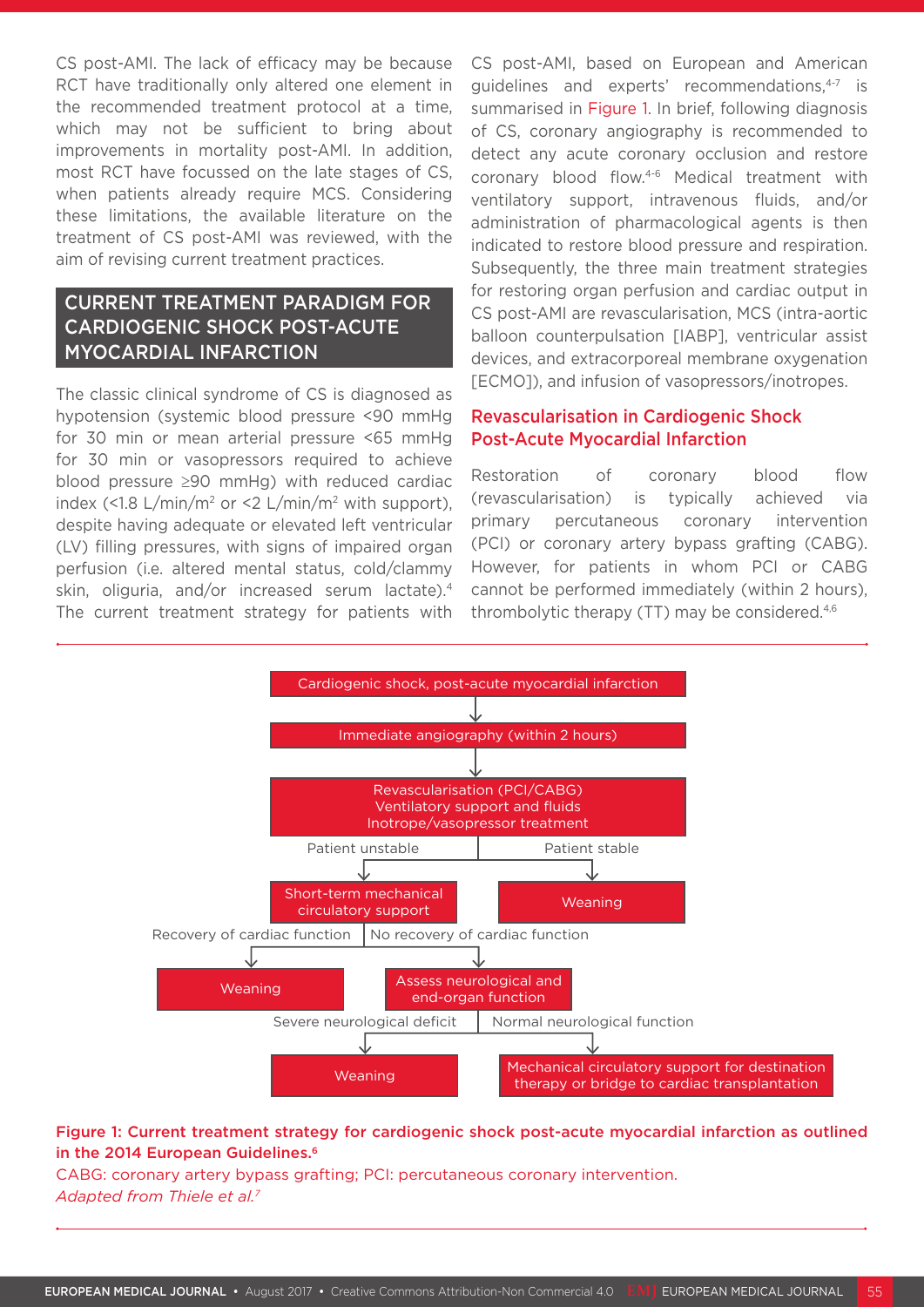CS post-AMI. The lack of efficacy may be because RCT have traditionally only altered one element in the recommended treatment protocol at a time, which may not be sufficient to bring about improvements in mortality post-AMI. In addition, most RCT have focussed on the late stages of CS, when patients already require MCS. Considering these limitations, the available literature on the treatment of CS post-AMI was reviewed, with the aim of revising current treatment practices.

## CURRENT TREATMENT PARADIGM FOR CARDIOGENIC SHOCK POST-ACUTE MYOCARDIAL INFARCTION

The classic clinical syndrome of CS is diagnosed as hypotension (systemic blood pressure <90 mmHg for 30 min or mean arterial pressure <65 mmHg for 30 min or vasopressors required to achieve blood pressure ≥90 mmHg) with reduced cardiac index (<1.8 L/min/m$^2$ or <2 L/min/m$^2$ with support), despite having adequate or elevated left ventricular (LV) filling pressures, with signs of impaired organ perfusion (i.e. altered mental status, cold/clammy skin, oliguria, and/or increased serum lactate).[4] The current treatment strategy for patients with CS post-AMI, based on European and American guidelines and experts' recommendations,[4-7] is summarised in Figure 1. In brief, following diagnosis of CS, coronary angiography is recommended to detect any acute coronary occlusion and restore coronary blood flow.[4-6] Medical treatment with ventilatory support, intravenous fluids, and/or administration of pharmacological agents is then indicated to restore blood pressure and respiration. Subsequently, the three main treatment strategies for restoring organ perfusion and cardiac output in CS post-AMI are revascularisation, MCS (intra-aortic balloon counterpulsation [IABP], ventricular assist devices, and extracorporeal membrane oxygenation [ECMO]), and infusion of vasopressors/inotropes.

### Revascularisation in Cardiogenic Shock Post-Acute Myocardial Infarction

Restoration of coronary blood flow (revascularisation) is typically achieved via primary percutaneous coronary intervention (PCI) or coronary artery bypass grafting (CABG). However, for patients in whom PCI or CABG cannot be performed immediately (within 2 hours), thrombolytic therapy (TT) may be considered.[4,6]

Cardiogenic shock, post-acute myocardial infarction
↓
Immediate angiography (within 2 hours)
↓
Revascularisation (PCI/CABG)
Ventilatory support and fluids
Inotrope/vasopressor treatment

- Patient unstable → Short-term mechanical circulatory support
  - Recovery of cardiac function → Weaning
  - No recovery of cardiac function → Assess neurological and end-organ function
    - Severe neurological deficit → Weaning
    - Normal neurological function → Mechanical circulatory support for destination therapy or bridge to cardiac transplantation
- Patient stable → Weaning

**Figure 1: Current treatment strategy for cardiogenic shock post-acute myocardial infarction as outlined in the 2014 European Guidelines.[6]**

CABG: coronary artery bypass grafting; PCI: percutaneous coronary intervention.
*Adapted from Thiele et al.[7]*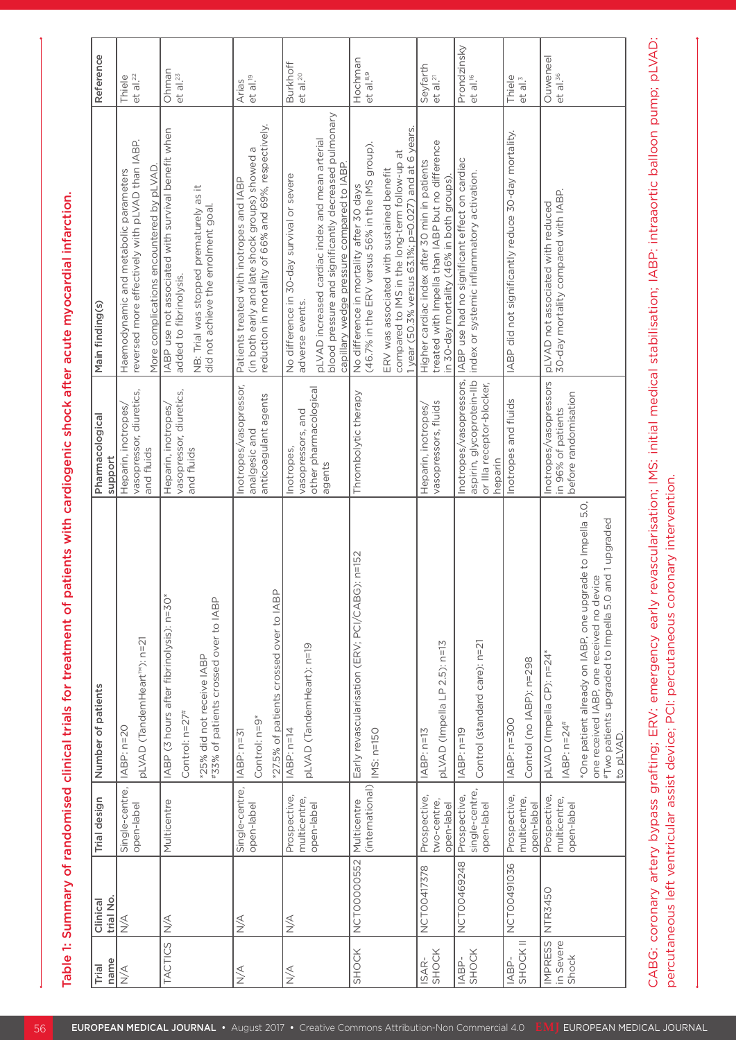Table 1: Summary of randomised clinical trials for treatment of patients with cardiogenic shock after acute myocardial infarction.

| Trial name | Clinical trial No. | Trial design | Number of patients | Pharmacological support | Main finding(s) | Reference |
|---|---|---|---|---|---|---|
| N/A | N/A | Single-centre, open-label | IABP: n=20<br>pLVAD (TandemHeart™): n=21 | Heparin, inotropes/vasopressor, diuretics, and fluids | Haemodynamic and metabolic parameters reversed more effectively with pLVAD than IABP.<br>More complications encountered by pLVAD. | Thiele et al.[22] |
| TACTICS | N/A | Multicentre | IABP (3 hours after fibrinolysis): n=30*<br>Control: n=27#<br>*25% did not receive IABP<br>#33% of patients crossed over to IABP | Heparin, inotropes/vasopressor, diuretics, and fluids | IABP use not associated with survival benefit when added to fibrinolysis.<br>NB: Trial was stopped prematurely as it did not achieve the enrolment goal. | Ohman et al.[23] |
| N/A | N/A | Single-centre, open-label | IABP: n=31<br>Control: n=9*<br>*27.5% of patients crossed over to IABP | Inotropes/vasopressor, analgesic and anticoagulant agents | Patients treated with inotropes and IABP (in both early and late shock groups) showed a reduction in mortality of 66% and 69%, respectively. | Arias et al.[19] |
| N/A | N/A | Prospective, multicentre, open-label | IABP: n=14<br>pLVAD (TandemHeart): n=19 | Inotropes, vasopressors, and other pharmacological agents | No difference in 30-day survival or severe adverse events.<br>pLVAD increased cardiac index and mean arterial blood pressure and significantly decreased pulmonary capillary wedge pressure compared to IABP. | Burkhoff et al.[20] |
| SHOCK | NCT00000552 | Multicentre (international) | Early revascularisation (ERV; PCI/CABG): n=152<br>IMS: n=150 | Thrombolytic therapy | No difference in mortality after 30 days (46.7% in the ERV versus 56% in the IMS group).<br>ERV was associated with sustained benefit compared to IMS in the long-term follow-up at 1 year (50.3% versus 63.1%; p=0.027) and at 6 years. | Hochman et al.[8,9] |
| ISAR-SHOCK | NCT00417378 | Prospective, two-centre, open-label | IABP: n=13<br>pLVAD (Impella LP 2.5): n=13 | Heparin, inotropes/vasopressors, fluids | Higher cardiac index after 30 min in patients treated with Impella than IABP but no difference in 30-day mortality (46% in both groups). | Seyfarth et al.[21] |
| IABP-SHOCK | NCT00469248 | Prospective, single-centre, open-label | IABP: n=19<br>Control (standard care): n=21 | Inotropes/vasopressors, aspirin, glycoprotein-IIb or IIIa receptor-blocker, heparin | IABP use had no significant effect on cardiac index or systemic inflammatory activation. | Prondzinsky et al.[16] |
| IABP-SHOCK II | NCT00491036 | Prospective, multicentre, open-label | IABP: n=300<br>Control (no IABP): n=298 | Inotropes and fluids | IABP did not significantly reduce 30-day mortality. | Thiele et al.[3] |
| IMPRESS in Severe Shock | NTR3450 | Prospective, multicentre, open-label | pLVAD (Impella CP): n=24*<br>IABP: n=24#<br>*One patient already on IABP, one upgrade to Impella 5.0, one received IABP, one received no device<br>#Two patients upgraded to Impella 5.0 and 1 upgraded to pLVAD. | Inotropes/vasopressors in 96% of patients before randomisation | pLVAD not associated with reduced 30-day mortality compared with IABP. | Ouweneel et al.[36] |

CABG: coronary artery bypass grafting; ERV: emergency early revascularisation; IMS: initial medical stabilisation; IABP: intraaortic balloon pump; pLVAD: percutaneous left ventricular assist device; PCI: percutaneous coronary intervention.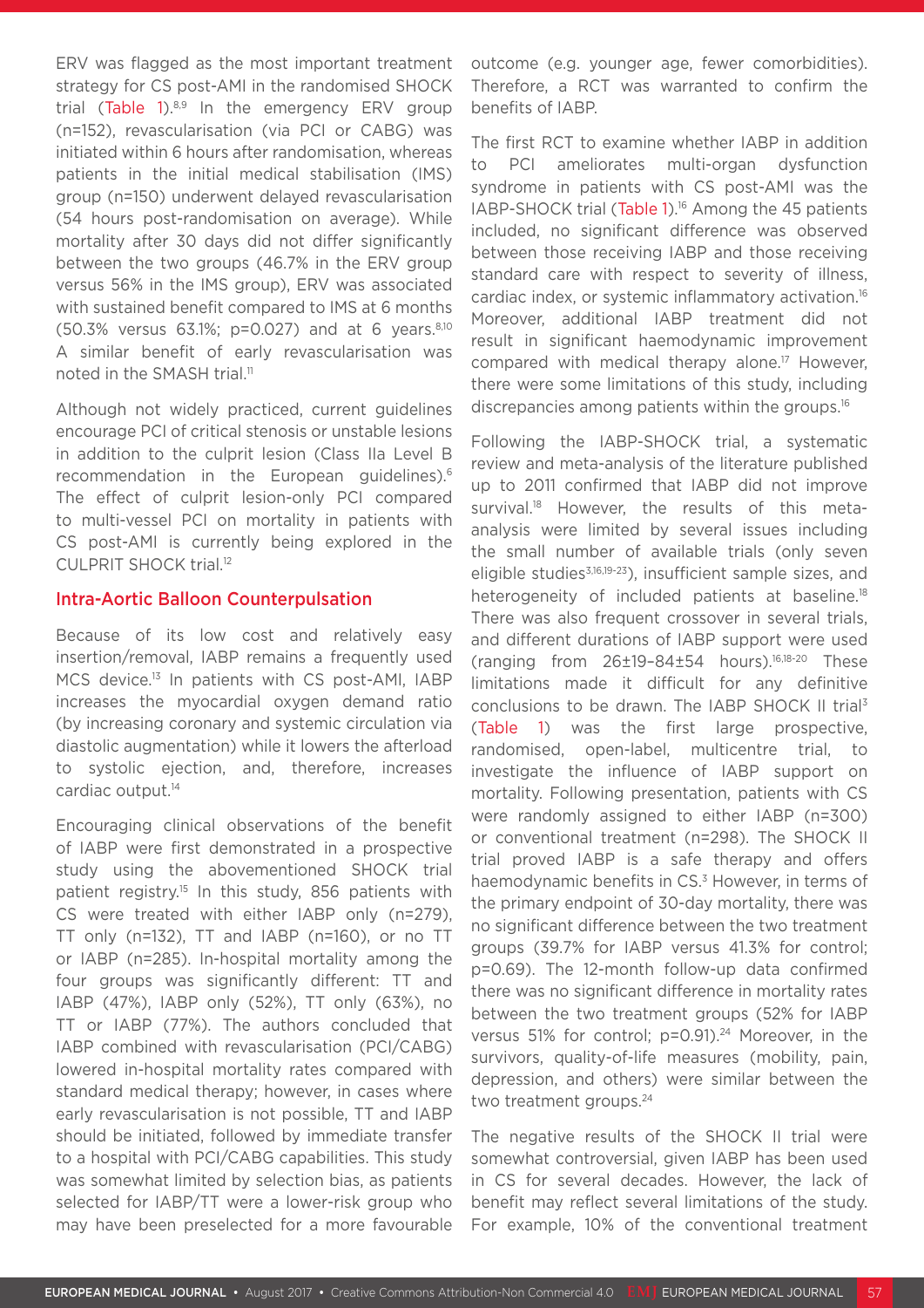ERV was flagged as the most important treatment strategy for CS post-AMI in the randomised SHOCK trial (Table 1).[8,9] In the emergency ERV group (n=152), revascularisation (via PCI or CABG) was initiated within 6 hours after randomisation, whereas patients in the initial medical stabilisation (IMS) group (n=150) underwent delayed revascularisation (54 hours post-randomisation on average). While mortality after 30 days did not differ significantly between the two groups (46.7% in the ERV group versus 56% in the IMS group), ERV was associated with sustained benefit compared to IMS at 6 months (50.3% versus 63.1%; p=0.027) and at 6 years.[8,10] A similar benefit of early revascularisation was noted in the SMASH trial.[11]

Although not widely practiced, current guidelines encourage PCI of critical stenosis or unstable lesions in addition to the culprit lesion (Class IIa Level B recommendation in the European guidelines).[6] The effect of culprit lesion-only PCI compared to multi-vessel PCI on mortality in patients with CS post-AMI is currently being explored in the CULPRIT SHOCK trial.[12]

## Intra-Aortic Balloon Counterpulsation

Because of its low cost and relatively easy insertion/removal, IABP remains a frequently used MCS device.[13] In patients with CS post-AMI, IABP increases the myocardial oxygen demand ratio (by increasing coronary and systemic circulation via diastolic augmentation) while it lowers the afterload to systolic ejection, and, therefore, increases cardiac output.[14]

Encouraging clinical observations of the benefit of IABP were first demonstrated in a prospective study using the abovementioned SHOCK trial patient registry.[15] In this study, 856 patients with CS were treated with either IABP only (n=279), TT only (n=132), TT and IABP (n=160), or no TT or IABP (n=285). In-hospital mortality among the four groups was significantly different: TT and IABP (47%), IABP only (52%), TT only (63%), no TT or IABP (77%). The authors concluded that IABP combined with revascularisation (PCI/CABG) lowered in-hospital mortality rates compared with standard medical therapy; however, in cases where early revascularisation is not possible, TT and IABP should be initiated, followed by immediate transfer to a hospital with PCI/CABG capabilities. This study was somewhat limited by selection bias, as patients selected for IABP/TT were a lower-risk group who may have been preselected for a more favourable outcome (e.g. younger age, fewer comorbidities). Therefore, a RCT was warranted to confirm the benefits of IABP.

The first RCT to examine whether IABP in addition to PCI ameliorates multi-organ dysfunction syndrome in patients with CS post-AMI was the IABP-SHOCK trial (Table 1).[16] Among the 45 patients included, no significant difference was observed between those receiving IABP and those receiving standard care with respect to severity of illness, cardiac index, or systemic inflammatory activation.[16] Moreover, additional IABP treatment did not result in significant haemodynamic improvement compared with medical therapy alone.[17] However, there were some limitations of this study, including discrepancies among patients within the groups.[16]

Following the IABP-SHOCK trial, a systematic review and meta-analysis of the literature published up to 2011 confirmed that IABP did not improve survival.[18] However, the results of this meta-analysis were limited by several issues including the small number of available trials (only seven eligible studies[3,16,19-23]), insufficient sample sizes, and heterogeneity of included patients at baseline.[18] There was also frequent crossover in several trials, and different durations of IABP support were used (ranging from 26±19–84±54 hours).[16,18-20] These limitations made it difficult for any definitive conclusions to be drawn. The IABP SHOCK II trial[3] (Table 1) was the first large prospective, randomised, open-label, multicentre trial, to investigate the influence of IABP support on mortality. Following presentation, patients with CS were randomly assigned to either IABP (n=300) or conventional treatment (n=298). The SHOCK II trial proved IABP is a safe therapy and offers haemodynamic benefits in CS.[3] However, in terms of the primary endpoint of 30-day mortality, there was no significant difference between the two treatment groups (39.7% for IABP versus 41.3% for control; p=0.69). The 12-month follow-up data confirmed there was no significant difference in mortality rates between the two treatment groups (52% for IABP versus 51% for control; p=0.91).[24] Moreover, in the survivors, quality-of-life measures (mobility, pain, depression, and others) were similar between the two treatment groups.[24]

The negative results of the SHOCK II trial were somewhat controversial, given IABP has been used in CS for several decades. However, the lack of benefit may reflect several limitations of the study. For example, 10% of the conventional treatment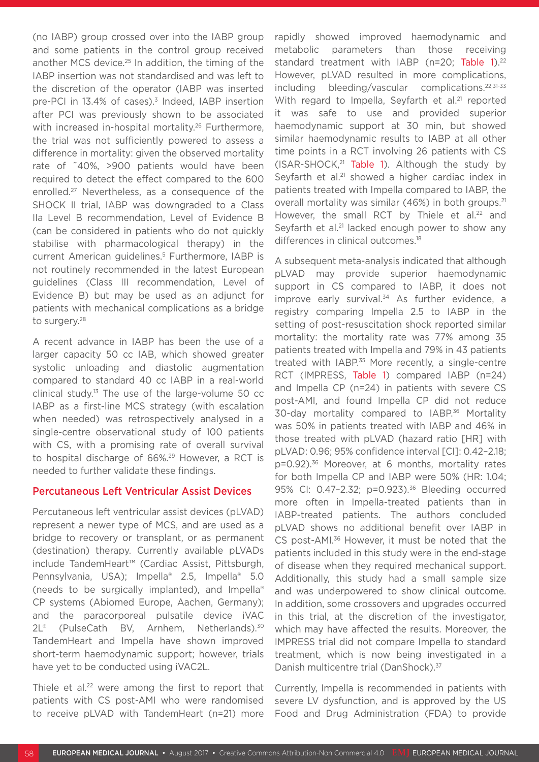(no IABP) group crossed over into the IABP group and some patients in the control group received another MCS device.[25] In addition, the timing of the IABP insertion was not standardised and was left to the discretion of the operator (IABP was inserted pre-PCI in 13.4% of cases).[3] Indeed, IABP insertion after PCI was previously shown to be associated with increased in-hospital mortality.[26] Furthermore, the trial was not sufficiently powered to assess a difference in mortality: given the observed mortality rate of ˜40%, >900 patients would have been required to detect the effect compared to the 600 enrolled.[27] Nevertheless, as a consequence of the SHOCK II trial, IABP was downgraded to a Class IIa Level B recommendation, Level of Evidence B (can be considered in patients who do not quickly stabilise with pharmacological therapy) in the current American guidelines.[5] Furthermore, IABP is not routinely recommended in the latest European guidelines (Class III recommendation, Level of Evidence B) but may be used as an adjunct for patients with mechanical complications as a bridge to surgery.[28]

A recent advance in IABP has been the use of a larger capacity 50 cc IAB, which showed greater systolic unloading and diastolic augmentation compared to standard 40 cc IABP in a real-world clinical study.[13] The use of the large-volume 50 cc IABP as a first-line MCS strategy (with escalation when needed) was retrospectively analysed in a single-centre observational study of 100 patients with CS, with a promising rate of overall survival to hospital discharge of 66%.[29] However, a RCT is needed to further validate these findings.

## Percutaneous Left Ventricular Assist Devices

Percutaneous left ventricular assist devices (pLVAD) represent a newer type of MCS, and are used as a bridge to recovery or transplant, or as permanent (destination) therapy. Currently available pLVADs include TandemHeart™ (Cardiac Assist, Pittsburgh, Pennsylvania, USA); Impella® 2.5, Impella® 5.0 (needs to be surgically implanted), and Impella® CP systems (Abiomed Europe, Aachen, Germany); and the paracorporeal pulsatile device iVAC 2L® (PulseCath BV, Arnhem, Netherlands).[30] TandemHeart and Impella have shown improved short-term haemodynamic support; however, trials have yet to be conducted using iVAC2L.

Thiele et al.[22] were among the first to report that patients with CS post-AMI who were randomised to receive pLVAD with TandemHeart (n=21) more rapidly showed improved haemodynamic and metabolic parameters than those receiving standard treatment with IABP (n=20; Table 1).[22] However, pLVAD resulted in more complications, including bleeding/vascular complications.[22,31-33] With regard to Impella, Seyfarth et al.[21] reported it was safe to use and provided superior haemodynamic support at 30 min, but showed similar haemodynamic results to IABP at all other time points in a RCT involving 26 patients with CS (ISAR-SHOCK,[21] Table 1). Although the study by Seyfarth et al.[21] showed a higher cardiac index in patients treated with Impella compared to IABP, the overall mortality was similar (46%) in both groups.[21] However, the small RCT by Thiele et al.[22] and Seyfarth et al.[21] lacked enough power to show any differences in clinical outcomes.[18]

A subsequent meta-analysis indicated that although pLVAD may provide superior haemodynamic support in CS compared to IABP, it does not improve early survival.[34] As further evidence, a registry comparing Impella 2.5 to IABP in the setting of post-resuscitation shock reported similar mortality: the mortality rate was 77% among 35 patients treated with Impella and 79% in 43 patients treated with IABP.[35] More recently, a single-centre RCT (IMPRESS, Table 1) compared IABP (n=24) and Impella CP (n=24) in patients with severe CS post-AMI, and found Impella CP did not reduce 30-day mortality compared to IABP.[36] Mortality was 50% in patients treated with IABP and 46% in those treated with pLVAD (hazard ratio [HR] with pLVAD: 0.96; 95% confidence interval [CI]: 0.42–2.18; p=0.92).[36] Moreover, at 6 months, mortality rates for both Impella CP and IABP were 50% (HR: 1.04; 95% CI: 0.47–2.32; p=0.923).[36] Bleeding occurred more often in Impella-treated patients than in IABP-treated patients. The authors concluded pLVAD shows no additional benefit over IABP in CS post-AMI.[36] However, it must be noted that the patients included in this study were in the end-stage of disease when they required mechanical support. Additionally, this study had a small sample size and was underpowered to show clinical outcome. In addition, some crossovers and upgrades occurred in this trial, at the discretion of the investigator, which may have affected the results. Moreover, the IMPRESS trial did not compare Impella to standard treatment, which is now being investigated in a Danish multicentre trial (DanShock).[37]

Currently, Impella is recommended in patients with severe LV dysfunction, and is approved by the US Food and Drug Administration (FDA) to provide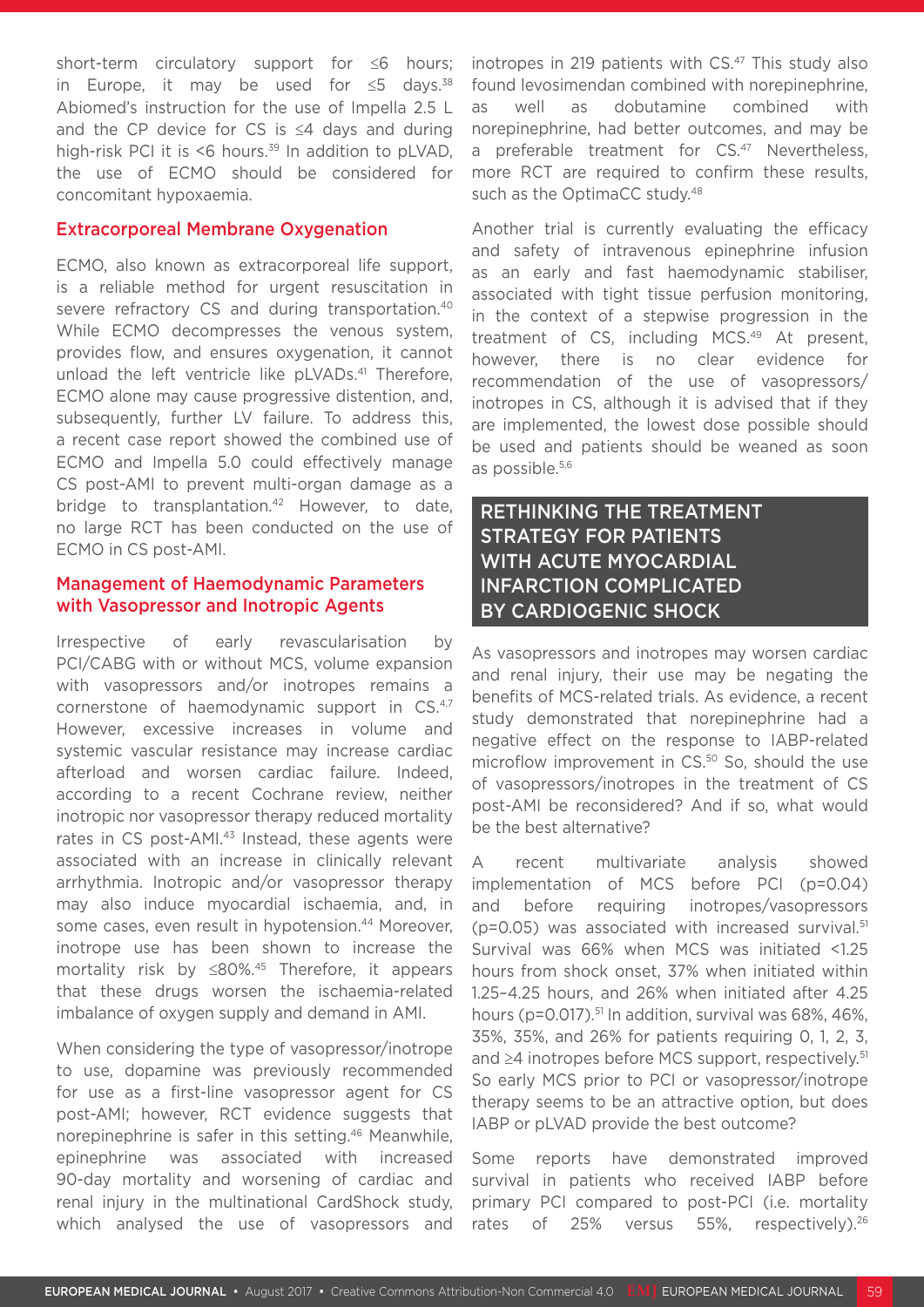short-term circulatory support for ≤6 hours; in Europe, it may be used for ≤5 days.[38] Abiomed's instruction for the use of Impella 2.5 L and the CP device for CS is ≤4 days and during high-risk PCI it is <6 hours.[39] In addition to pLVAD, the use of ECMO should be considered for concomitant hypoxaemia.

### Extracorporeal Membrane Oxygenation

ECMO, also known as extracorporeal life support, is a reliable method for urgent resuscitation in severe refractory CS and during transportation.[40] While ECMO decompresses the venous system, provides flow, and ensures oxygenation, it cannot unload the left ventricle like pLVADs.[41] Therefore, ECMO alone may cause progressive distention, and, subsequently, further LV failure. To address this, a recent case report showed the combined use of ECMO and Impella 5.0 could effectively manage CS post-AMI to prevent multi-organ damage as a bridge to transplantation.[42] However, to date, no large RCT has been conducted on the use of ECMO in CS post-AMI.

### Management of Haemodynamic Parameters with Vasopressor and Inotropic Agents

Irrespective of early revascularisation by PCI/CABG with or without MCS, volume expansion with vasopressors and/or inotropes remains a cornerstone of haemodynamic support in CS.[4,7] However, excessive increases in volume and systemic vascular resistance may increase cardiac afterload and worsen cardiac failure. Indeed, according to a recent Cochrane review, neither inotropic nor vasopressor therapy reduced mortality rates in CS post-AMI.[43] Instead, these agents were associated with an increase in clinically relevant arrhythmia. Inotropic and/or vasopressor therapy may also induce myocardial ischaemia, and, in some cases, even result in hypotension.[44] Moreover, inotrope use has been shown to increase the mortality risk by ≤80%.[45] Therefore, it appears that these drugs worsen the ischaemia-related imbalance of oxygen supply and demand in AMI.

When considering the type of vasopressor/inotrope to use, dopamine was previously recommended for use as a first-line vasopressor agent for CS post-AMI; however, RCT evidence suggests that norepinephrine is safer in this setting.[46] Meanwhile, epinephrine was associated with increased 90-day mortality and worsening of cardiac and renal injury in the multinational CardShock study, which analysed the use of vasopressors and inotropes in 219 patients with CS.[47] This study also found levosimendan combined with norepinephrine, as well as dobutamine combined with norepinephrine, had better outcomes, and may be a preferable treatment for CS.[47] Nevertheless, more RCT are required to confirm these results, such as the OptimaCC study.[48]

Another trial is currently evaluating the efficacy and safety of intravenous epinephrine infusion as an early and fast haemodynamic stabiliser, associated with tight tissue perfusion monitoring, in the context of a stepwise progression in the treatment of CS, including MCS.[49] At present, however, there is no clear evidence for recommendation of the use of vasopressors/inotropes in CS, although it is advised that if they are implemented, the lowest dose possible should be used and patients should be weaned as soon as possible.[5,6]

## RETHINKING THE TREATMENT STRATEGY FOR PATIENTS WITH ACUTE MYOCARDIAL INFARCTION COMPLICATED BY CARDIOGENIC SHOCK

As vasopressors and inotropes may worsen cardiac and renal injury, their use may be negating the benefits of MCS-related trials. As evidence, a recent study demonstrated that norepinephrine had a negative effect on the response to IABP-related microflow improvement in CS.[50] So, should the use of vasopressors/inotropes in the treatment of CS post-AMI be reconsidered? And if so, what would be the best alternative?

A recent multivariate analysis showed implementation of MCS before PCI ($p=0.04$) and before requiring inotropes/vasopressors ($p=0.05$) was associated with increased survival.[51] Survival was 66% when MCS was initiated <1.25 hours from shock onset, 37% when initiated within 1.25–4.25 hours, and 26% when initiated after 4.25 hours ($p=0.017$).[51] In addition, survival was 68%, 46%, 35%, 35%, and 26% for patients requiring 0, 1, 2, 3, and ≥4 inotropes before MCS support, respectively.[51] So early MCS prior to PCI or vasopressor/inotrope therapy seems to be an attractive option, but does IABP or pLVAD provide the best outcome?

Some reports have demonstrated improved survival in patients who received IABP before primary PCI compared to post-PCI (i.e. mortality rates of 25% versus 55%, respectively).[26]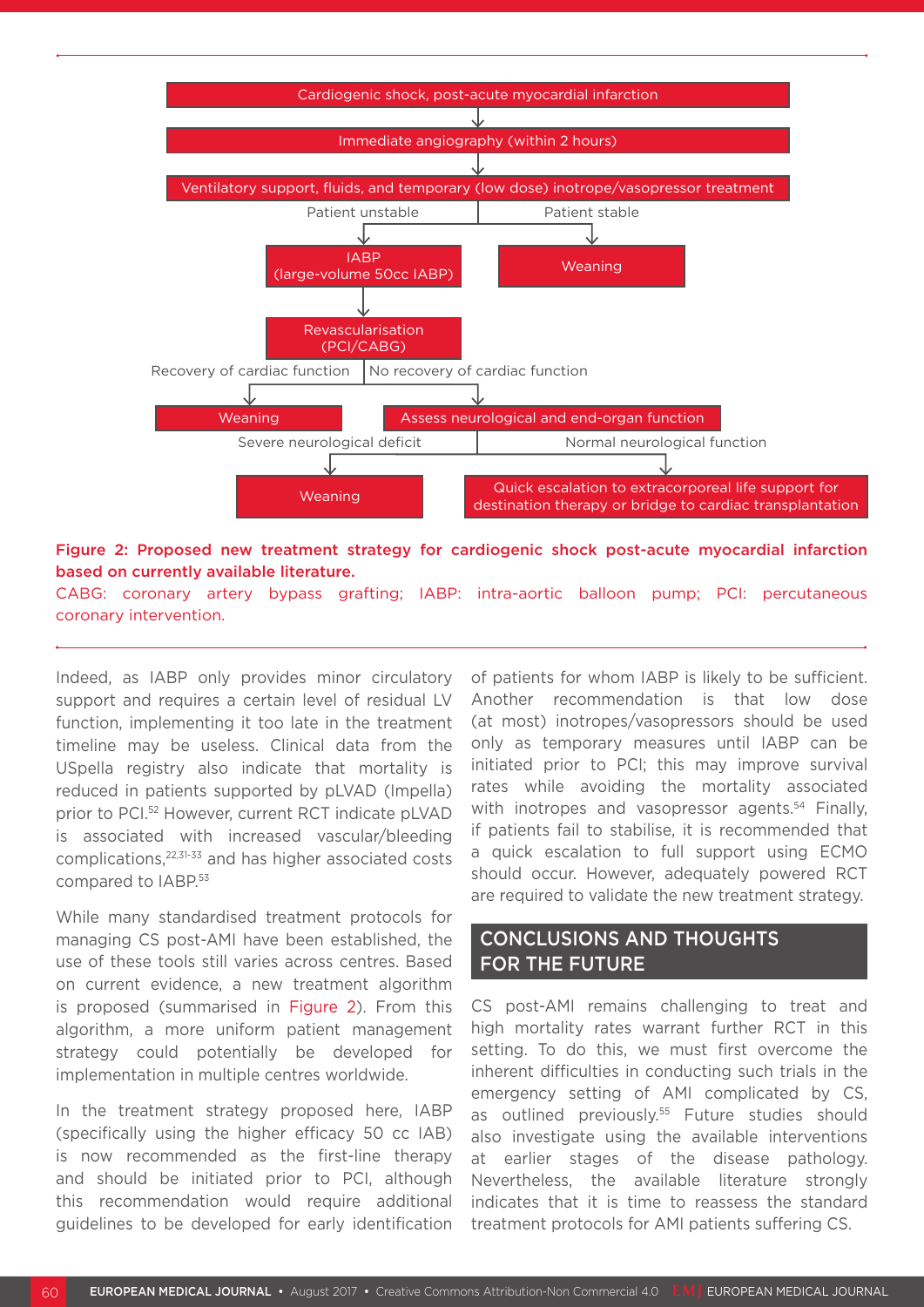Cardiogenic shock, post-acute myocardial infarction

Immediate angiography (within 2 hours)

Ventilatory support, fluids, and temporary (low dose) inotrope/vasopressor treatment

Patient unstable → IABP (large-volume 50cc IABP) → Revascularisation (PCI/CABG)

Patient stable → Weaning

Recovery of cardiac function → Weaning

No recovery of cardiac function → Assess neurological and end-organ function

Severe neurological deficit → Weaning

Normal neurological function → Quick escalation to extracorporeal life support for destination therapy or bridge to cardiac transplantation

**Figure 2: Proposed new treatment strategy for cardiogenic shock post-acute myocardial infarction based on currently available literature.**

CABG: coronary artery bypass grafting; IABP: intra-aortic balloon pump; PCI: percutaneous coronary intervention.

Indeed, as IABP only provides minor circulatory support and requires a certain level of residual LV function, implementing it too late in the treatment timeline may be useless. Clinical data from the USpella registry also indicate that mortality is reduced in patients supported by pLVAD (Impella) prior to PCI.[52] However, current RCT indicate pLVAD is associated with increased vascular/bleeding complications,[22,31-33] and has higher associated costs compared to IABP.[53]

While many standardised treatment protocols for managing CS post-AMI have been established, the use of these tools still varies across centres. Based on current evidence, a new treatment algorithm is proposed (summarised in Figure 2). From this algorithm, a more uniform patient management strategy could potentially be developed for implementation in multiple centres worldwide.

In the treatment strategy proposed here, IABP (specifically using the higher efficacy 50 cc IAB) is now recommended as the first-line therapy and should be initiated prior to PCI, although this recommendation would require additional guidelines to be developed for early identification of patients for whom IABP is likely to be sufficient. Another recommendation is that low dose (at most) inotropes/vasopressors should be used only as temporary measures until IABP can be initiated prior to PCI; this may improve survival rates while avoiding the mortality associated with inotropes and vasopressor agents.[54] Finally, if patients fail to stabilise, it is recommended that a quick escalation to full support using ECMO should occur. However, adequately powered RCT are required to validate the new treatment strategy.

## CONCLUSIONS AND THOUGHTS FOR THE FUTURE

CS post-AMI remains challenging to treat and high mortality rates warrant further RCT in this setting. To do this, we must first overcome the inherent difficulties in conducting such trials in the emergency setting of AMI complicated by CS, as outlined previously.[55] Future studies should also investigate using the available interventions at earlier stages of the disease pathology. Nevertheless, the available literature strongly indicates that it is time to reassess the standard treatment protocols for AMI patients suffering CS.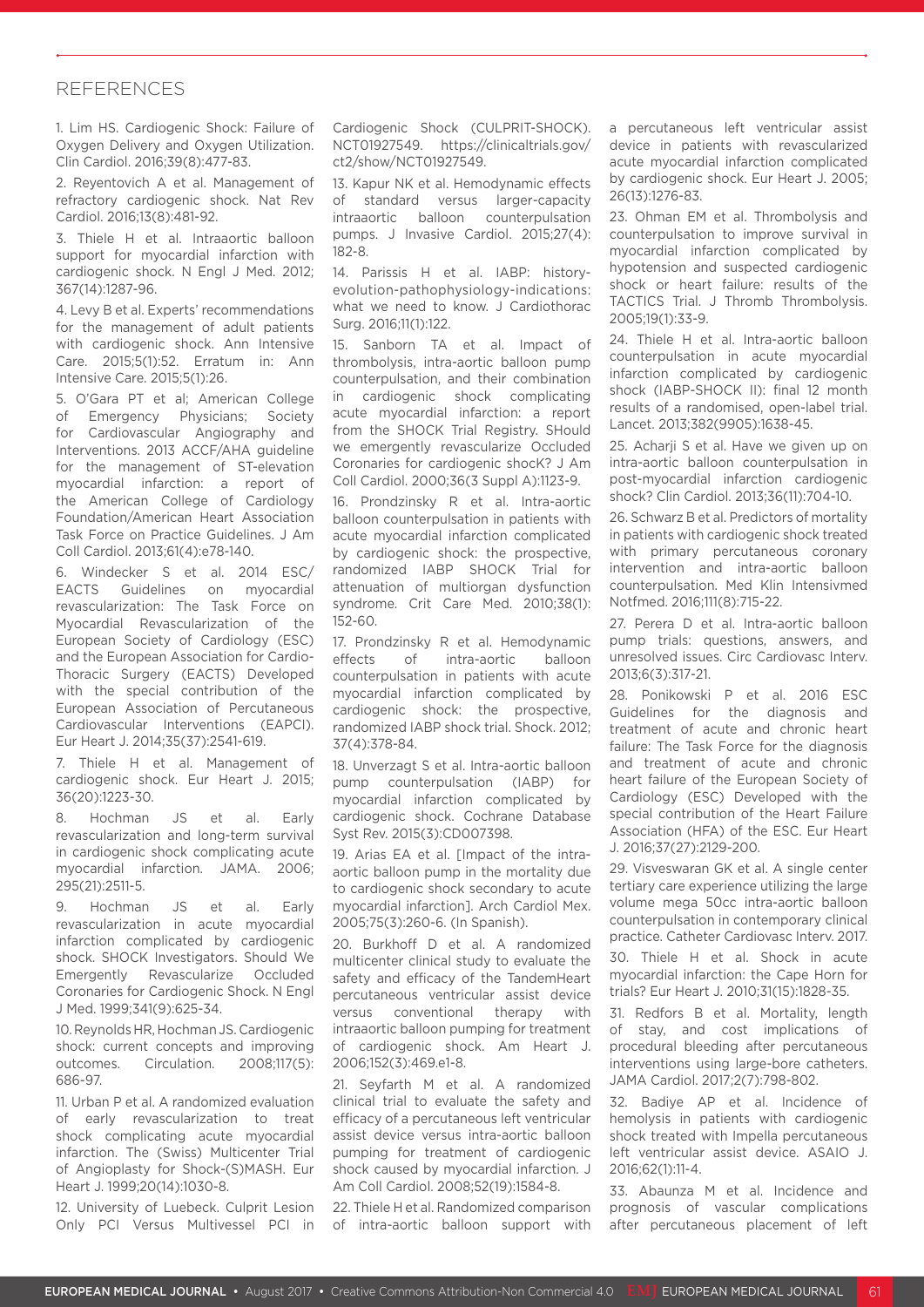## REFERENCES

1. Lim HS. Cardiogenic Shock: Failure of Oxygen Delivery and Oxygen Utilization. Clin Cardiol. 2016;39(8):477-83.

2. Reyentovich A et al. Management of refractory cardiogenic shock. Nat Rev Cardiol. 2016;13(8):481-92.

3. Thiele H et al. Intraaortic balloon support for myocardial infarction with cardiogenic shock. N Engl J Med. 2012; 367(14):1287-96.

4. Levy B et al. Experts' recommendations for the management of adult patients with cardiogenic shock. Ann Intensive Care. 2015;5(1):52. Erratum in: Ann Intensive Care. 2015;5(1):26.

5. O'Gara PT et al; American College of Emergency Physicians; Society for Cardiovascular Angiography and Interventions. 2013 ACCF/AHA guideline for the management of ST-elevation myocardial infarction: a report of the American College of Cardiology Foundation/American Heart Association Task Force on Practice Guidelines. J Am Coll Cardiol. 2013;61(4):e78-140.

6. Windecker S et al. 2014 ESC/EACTS Guidelines on myocardial revascularization: The Task Force on Myocardial Revascularization of the European Society of Cardiology (ESC) and the European Association for Cardio-Thoracic Surgery (EACTS) Developed with the special contribution of the European Association of Percutaneous Cardiovascular Interventions (EAPCI). Eur Heart J. 2014;35(37):2541-619.

7. Thiele H et al. Management of cardiogenic shock. Eur Heart J. 2015; 36(20):1223-30.

8. Hochman JS et al. Early revascularization and long-term survival in cardiogenic shock complicating acute myocardial infarction. JAMA. 2006; 295(21):2511-5.

9. Hochman JS et al. Early revascularization in acute myocardial infarction complicated by cardiogenic shock. SHOCK Investigators. Should We Emergently Revascularize Occluded Coronaries for Cardiogenic Shock. N Engl J Med. 1999;341(9):625-34.

10. Reynolds HR, Hochman JS. Cardiogenic shock: current concepts and improving outcomes. Circulation. 2008;117(5): 686-97.

11. Urban P et al. A randomized evaluation of early revascularization to treat shock complicating acute myocardial infarction. The (Swiss) Multicenter Trial of Angioplasty for Shock-(S)MASH. Eur Heart J. 1999;20(14):1030-8.

12. University of Luebeck. Culprit Lesion Only PCI Versus Multivessel PCI in Cardiogenic Shock (CULPRIT-SHOCK). NCT01927549. https://clinicaltrials.gov/ct2/show/NCT01927549.

13. Kapur NK et al. Hemodynamic effects of standard versus larger-capacity intraaortic balloon counterpulsation pumps. J Invasive Cardiol. 2015;27(4): 182-8.

14. Parissis H et al. IABP: history-evolution-pathophysiology-indications: what we need to know. J Cardiothorac Surg. 2016;11(1):122.

15. Sanborn TA et al. Impact of thrombolysis, intra-aortic balloon pump counterpulsation, and their combination in cardiogenic shock complicating acute myocardial infarction: a report from the SHOCK Trial Registry. SHould we emergently revascularize Occluded Coronaries for cardiogenic shocK? J Am Coll Cardiol. 2000;36(3 Suppl A):1123-9.

16. Prondzinsky R et al. Intra-aortic balloon counterpulsation in patients with acute myocardial infarction complicated by cardiogenic shock: the prospective, randomized IABP SHOCK Trial for attenuation of multiorgan dysfunction syndrome. Crit Care Med. 2010;38(1): 152-60.

17. Prondzinsky R et al. Hemodynamic effects of intra-aortic balloon counterpulsation in patients with acute myocardial infarction complicated by cardiogenic shock: the prospective, randomized IABP shock trial. Shock. 2012; 37(4):378-84.

18. Unverzagt S et al. Intra-aortic balloon pump counterpulsation (IABP) for myocardial infarction complicated by cardiogenic shock. Cochrane Database Syst Rev. 2015(3):CD007398.

19. Arias EA et al. [Impact of the intra-aortic balloon pump in the mortality due to cardiogenic shock secondary to acute myocardial infarction]. Arch Cardiol Mex. 2005;75(3):260-6. (In Spanish).

20. Burkhoff D et al. A randomized multicenter clinical study to evaluate the safety and efficacy of the TandemHeart percutaneous ventricular assist device versus conventional therapy with intraaortic balloon pumping for treatment of cardiogenic shock. Am Heart J. 2006;152(3):469.e1-8.

21. Seyfarth M et al. A randomized clinical trial to evaluate the safety and efficacy of a percutaneous left ventricular assist device versus intra-aortic balloon pumping for treatment of cardiogenic shock caused by myocardial infarction. J Am Coll Cardiol. 2008;52(19):1584-8.

22. Thiele H et al. Randomized comparison of intra-aortic balloon support with a percutaneous left ventricular assist device in patients with revascularized acute myocardial infarction complicated by cardiogenic shock. Eur Heart J. 2005; 26(13):1276-83.

23. Ohman EM et al. Thrombolysis and counterpulsation to improve survival in myocardial infarction complicated by hypotension and suspected cardiogenic shock or heart failure: results of the TACTICS Trial. J Thromb Thrombolysis. 2005;19(1):33-9.

24. Thiele H et al. Intra-aortic balloon counterpulsation in acute myocardial infarction complicated by cardiogenic shock (IABP-SHOCK II): final 12 month results of a randomised, open-label trial. Lancet. 2013;382(9905):1638-45.

25. Acharji S et al. Have we given up on intra-aortic balloon counterpulsation in post-myocardial infarction cardiogenic shock? Clin Cardiol. 2013;36(11):704-10.

26. Schwarz B et al. Predictors of mortality in patients with cardiogenic shock treated with primary percutaneous coronary intervention and intra-aortic balloon counterpulsation. Med Klin Intensivmed Notfmed. 2016;111(8):715-22.

27. Perera D et al. Intra-aortic balloon pump trials: questions, answers, and unresolved issues. Circ Cardiovasc Interv. 2013;6(3):317-21.

28. Ponikowski P et al. 2016 ESC Guidelines for the diagnosis and treatment of acute and chronic heart failure: The Task Force for the diagnosis and treatment of acute and chronic heart failure of the European Society of Cardiology (ESC) Developed with the special contribution of the Heart Failure Association (HFA) of the ESC. Eur Heart J. 2016;37(27):2129-200.

29. Visveswaran GK et al. A single center tertiary care experience utilizing the large volume mega 50cc intra-aortic balloon counterpulsation in contemporary clinical practice. Catheter Cardiovasc Interv. 2017.

30. Thiele H et al. Shock in acute myocardial infarction: the Cape Horn for trials? Eur Heart J. 2010;31(15):1828-35.

31. Redfors B et al. Mortality, length of stay, and cost implications of procedural bleeding after percutaneous interventions using large-bore catheters. JAMA Cardiol. 2017;2(7):798-802.

32. Badiye AP et al. Incidence of hemolysis in patients with cardiogenic shock treated with Impella percutaneous left ventricular assist device. ASAIO J. 2016;62(1):11-4.

33. Abaunza M et al. Incidence and prognosis of vascular complications after percutaneous placement of left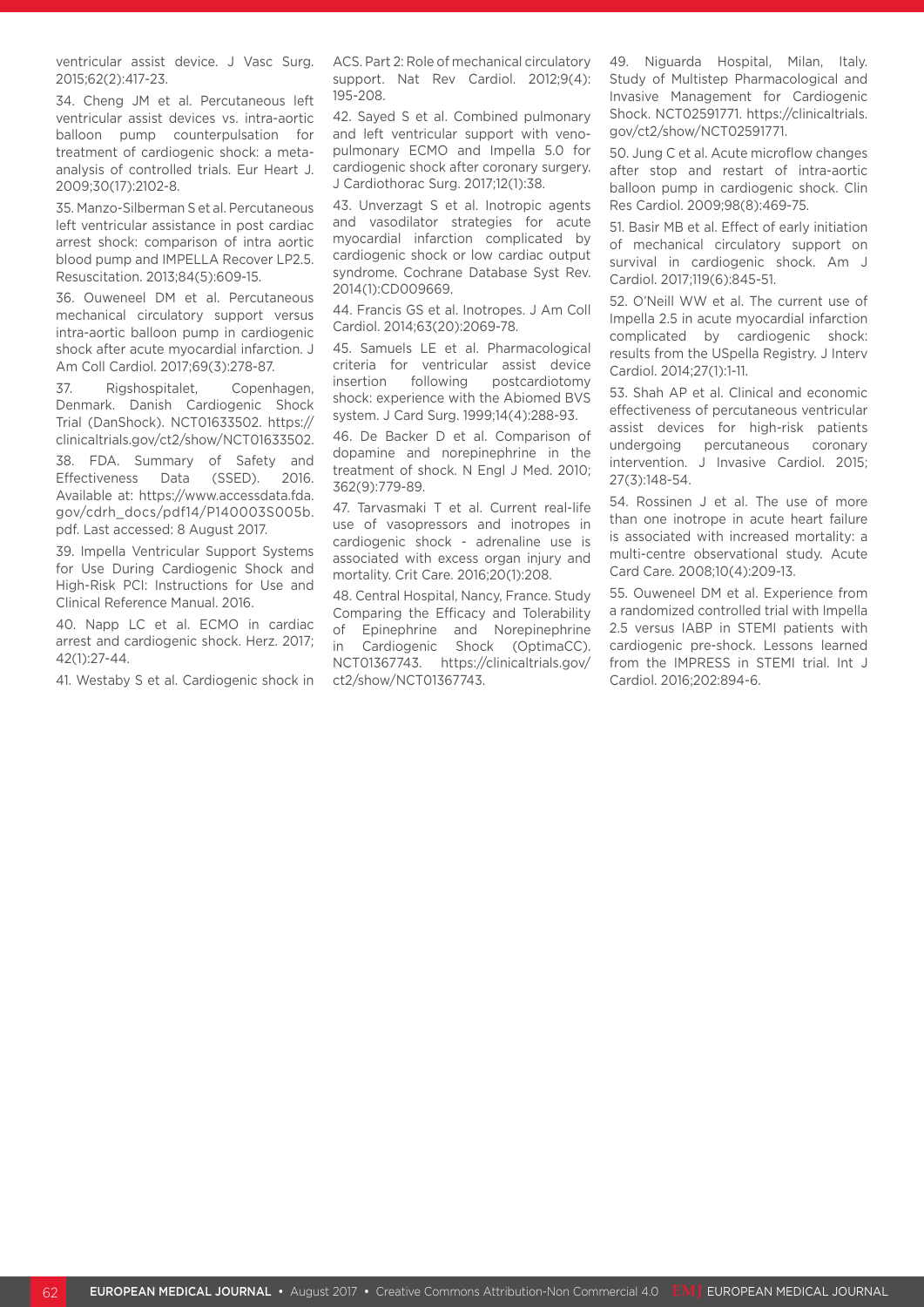ventricular assist device. J Vasc Surg. 2015;62(2):417-23.

34. Cheng JM et al. Percutaneous left ventricular assist devices vs. intra-aortic balloon pump counterpulsation for treatment of cardiogenic shock: a meta-analysis of controlled trials. Eur Heart J. 2009;30(17):2102-8.

35. Manzo-Silberman S et al. Percutaneous left ventricular assistance in post cardiac arrest shock: comparison of intra aortic blood pump and IMPELLA Recover LP2.5. Resuscitation. 2013;84(5):609-15.

36. Ouweneel DM et al. Percutaneous mechanical circulatory support versus intra-aortic balloon pump in cardiogenic shock after acute myocardial infarction. J Am Coll Cardiol. 2017;69(3):278-87.

37. Rigshospitalet, Copenhagen, Denmark. Danish Cardiogenic Shock Trial (DanShock). NCT01633502. https://clinicaltrials.gov/ct2/show/NCT01633502.

38. FDA. Summary of Safety and Effectiveness Data (SSED). 2016. Available at: https://www.accessdata.fda.gov/cdrh_docs/pdf14/P140003S005b.pdf. Last accessed: 8 August 2017.

39. Impella Ventricular Support Systems for Use During Cardiogenic Shock and High-Risk PCI: Instructions for Use and Clinical Reference Manual. 2016.

40. Napp LC et al. ECMO in cardiac arrest and cardiogenic shock. Herz. 2017; 42(1):27-44.

41. Westaby S et al. Cardiogenic shock in ACS. Part 2: Role of mechanical circulatory support. Nat Rev Cardiol. 2012;9(4): 195-208.

42. Sayed S et al. Combined pulmonary and left ventricular support with veno-pulmonary ECMO and Impella 5.0 for cardiogenic shock after coronary surgery. J Cardiothorac Surg. 2017;12(1):38.

43. Unverzagt S et al. Inotropic agents and vasodilator strategies for acute myocardial infarction complicated by cardiogenic shock or low cardiac output syndrome. Cochrane Database Syst Rev. 2014(1):CD009669.

44. Francis GS et al. Inotropes. J Am Coll Cardiol. 2014;63(20):2069-78.

45. Samuels LE et al. Pharmacological criteria for ventricular assist device insertion following postcardiotomy shock: experience with the Abiomed BVS system. J Card Surg. 1999;14(4):288-93.

46. De Backer D et al. Comparison of dopamine and norepinephrine in the treatment of shock. N Engl J Med. 2010; 362(9):779-89.

47. Tarvasmaki T et al. Current real-life use of vasopressors and inotropes in cardiogenic shock - adrenaline use is associated with excess organ injury and mortality. Crit Care. 2016;20(1):208.

48. Central Hospital, Nancy, France. Study Comparing the Efficacy and Tolerability of Epinephrine and Norepinephrine in Cardiogenic Shock (OptimaCC). NCT01367743. https://clinicaltrials.gov/ct2/show/NCT01367743.

49. Niguarda Hospital, Milan, Italy. Study of Multistep Pharmacological and Invasive Management for Cardiogenic Shock. NCT02591771. https://clinicaltrials.gov/ct2/show/NCT02591771.

50. Jung C et al. Acute microflow changes after stop and restart of intra-aortic balloon pump in cardiogenic shock. Clin Res Cardiol. 2009;98(8):469-75.

51. Basir MB et al. Effect of early initiation of mechanical circulatory support on survival in cardiogenic shock. Am J Cardiol. 2017;119(6):845-51.

52. O'Neill WW et al. The current use of Impella 2.5 in acute myocardial infarction complicated by cardiogenic shock: results from the USpella Registry. J Interv Cardiol. 2014;27(1):1-11.

53. Shah AP et al. Clinical and economic effectiveness of percutaneous ventricular assist devices for high-risk patients undergoing percutaneous coronary intervention. J Invasive Cardiol. 2015; 27(3):148-54.

54. Rossinen J et al. The use of more than one inotrope in acute heart failure is associated with increased mortality: a multi-centre observational study. Acute Card Care. 2008;10(4):209-13.

55. Ouweneel DM et al. Experience from a randomized controlled trial with Impella 2.5 versus IABP in STEMI patients with cardiogenic pre-shock. Lessons learned from the IMPRESS in STEMI trial. Int J Cardiol. 2016;202:894-6.